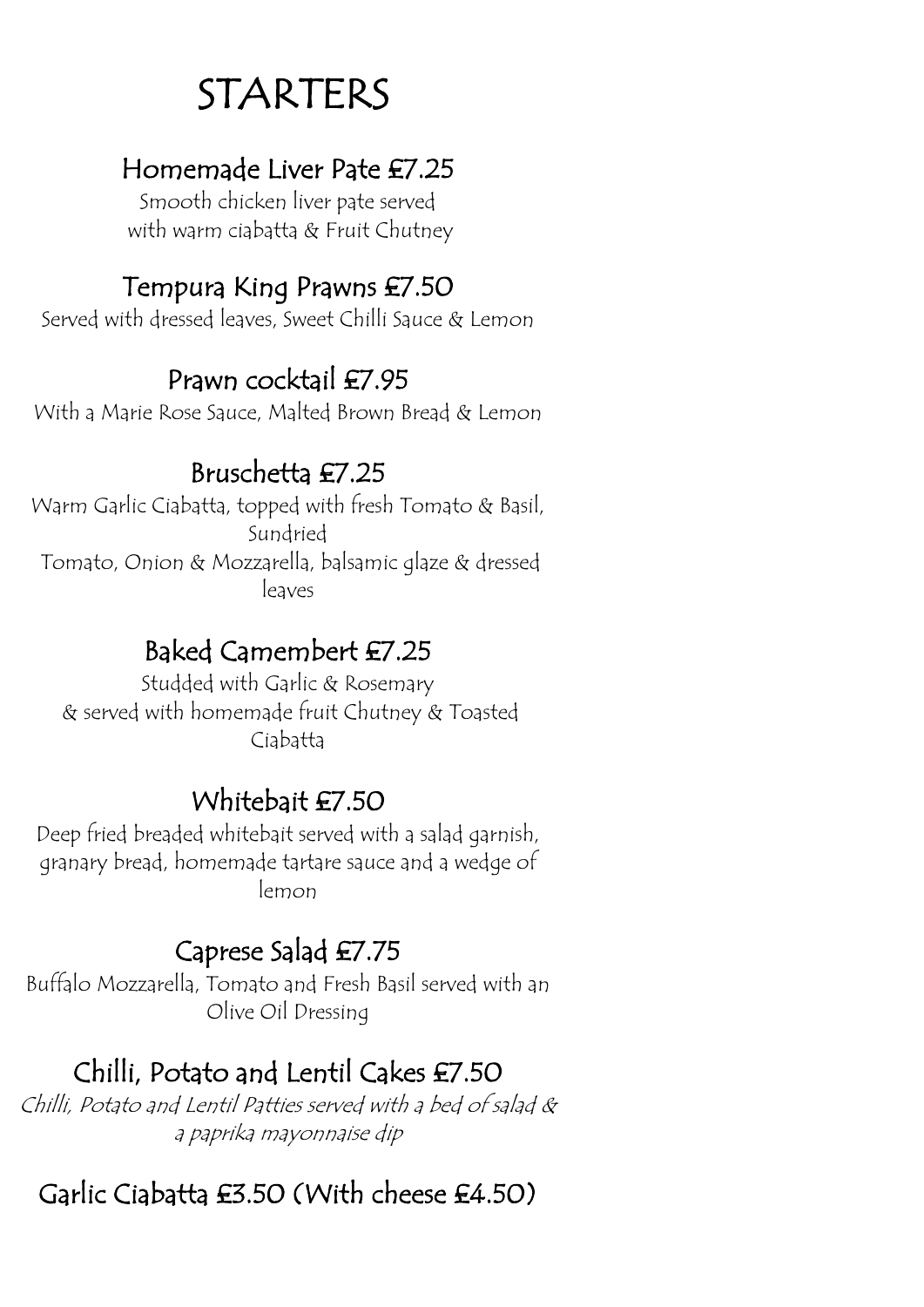# STARTERS

## Homemade Liver Pate £7.25

Smooth chicken liver pate served with warm ciabatta & Fruit Chutney

## Tempura King Prawns £7.50

Served with dressed leaves, Sweet Chilli Sauce & Lemon

## Prawn cocktail £7.95

With a Marie Rose Sauce, Malted Brown Bread & Lemon

## Bruschetta £7.25

Warm Garlic Ciabatta, topped with fresh Tomato & Basil, Sundried Tomato, Onion & Mozzarella, balsamic glaze & dressed leaves

## Baked Camembert £7.25

Studded with Garlic & Rosemary & served with homemade fruit Chutney & Toasted Ciabatta

## Whitebait £7.50

Deep fried breaded whitebait served with a salad garnish, granary bread, homemade tartare sauce and a wedge of lemon

## Caprese Salad £7.75

Buffalo Mozzarella, Tomato and Fresh Basil served with an Olive Oil Dressing

## Chilli, Potato and Lentil Cakes £7.50

*Chilli, Potato and Lentil Patties served with a bed of salad & a paprika mayonnaise dip*

## Garlic Ciabatta £3.50 (With cheese £4.50)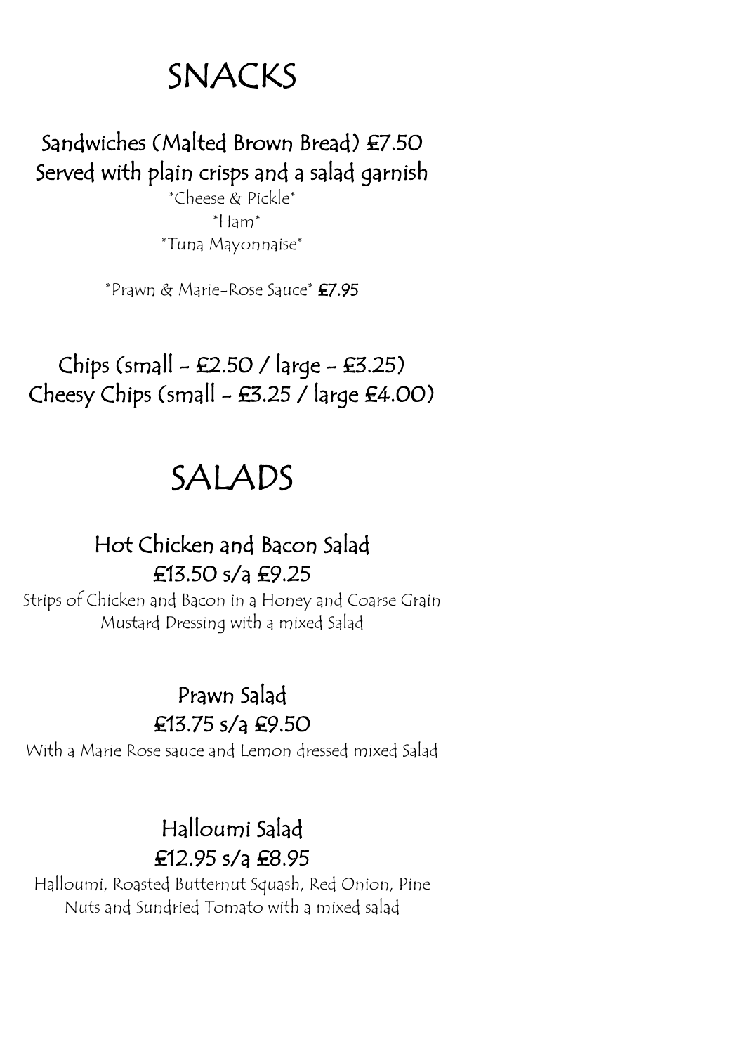# SNACKS

## Sandwiches (Malted Brown Bread) £7.50
## Served with plain crisps and a salad garnish

*Cheese & Pickle*

*Ham*

*Tuna Mayonnaise*

*Prawn & Marie-Rose Sauce* **£7.95**

## Chips (small - £2.50 / large - £3.25)
## Cheesy Chips (small - £3.25 / large £4.00)

# SALADS

## Hot Chicken and Bacon Salad
## £13.50 s/a £9.25

Strips of Chicken and Bacon in a Honey and Coarse Grain Mustard Dressing with a mixed Salad

## Prawn Salad
## £13.75 s/a £9.50

With a Marie Rose sauce and Lemon dressed mixed Salad

## Halloumi Salad
## £12.95 s/a £8.95

Halloumi, Roasted Butternut Squash, Red Onion, Pine Nuts and Sundried Tomato with a mixed salad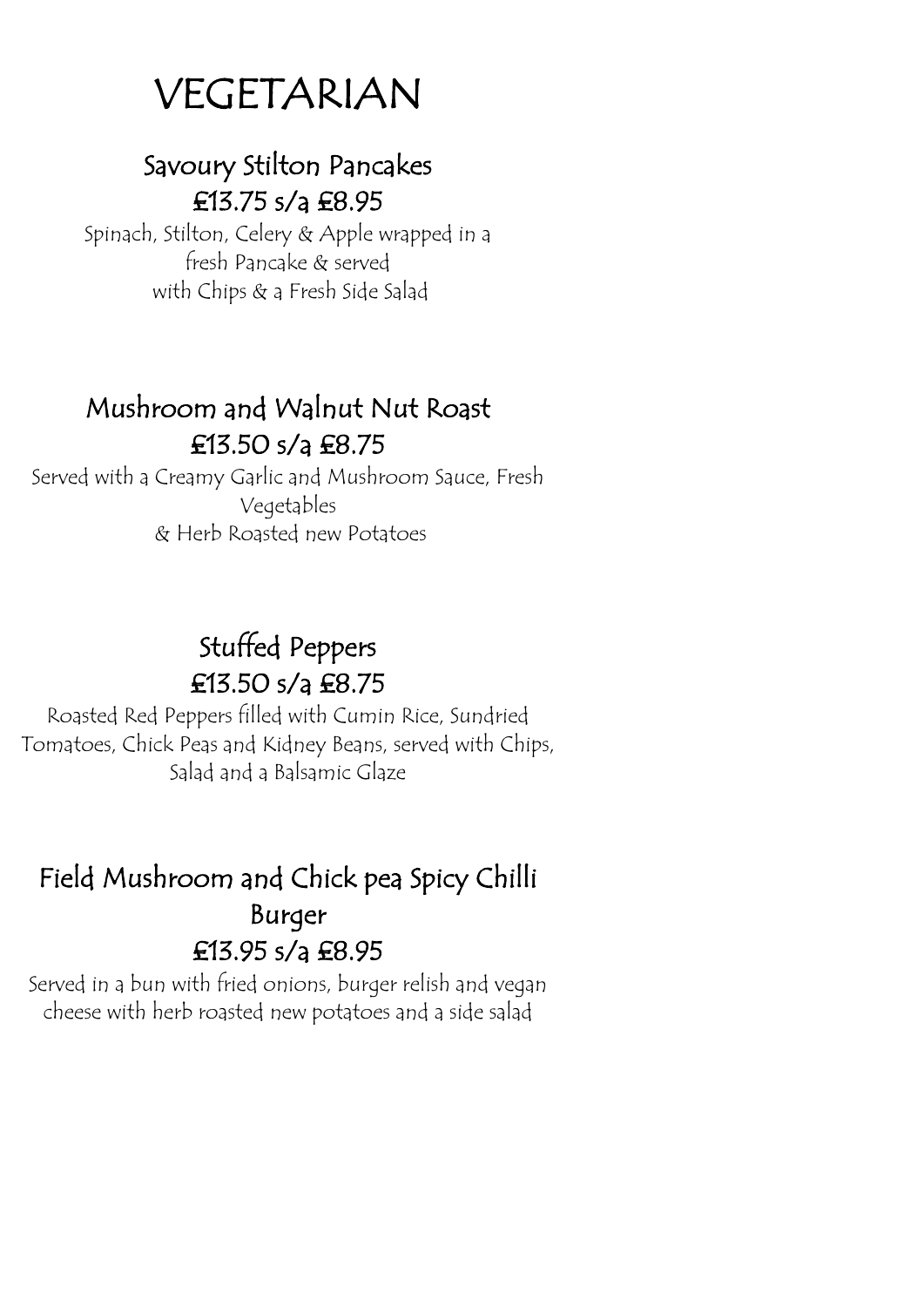# VEGETARIAN

## Savoury Stilton Pancakes

**£13.75 s/a £8.95**

Spinach, Stilton, Celery & Apple wrapped in a fresh Pancake & served with Chips & a Fresh Side Salad

## Mushroom and Walnut Nut Roast

**£13.50 s/a £8.75**

Served with a Creamy Garlic and Mushroom Sauce, Fresh Vegetables & Herb Roasted new Potatoes

## Stuffed Peppers

**£13.50 s/a £8.75**

Roasted Red Peppers filled with Cumin Rice, Sundried Tomatoes, Chick Peas and Kidney Beans, served with Chips, Salad and a Balsamic Glaze

## Field Mushroom and Chick pea Spicy Chilli Burger

**£13.95 s/a £8.95**

Served in a bun with fried onions, burger relish and vegan cheese with herb roasted new potatoes and a side salad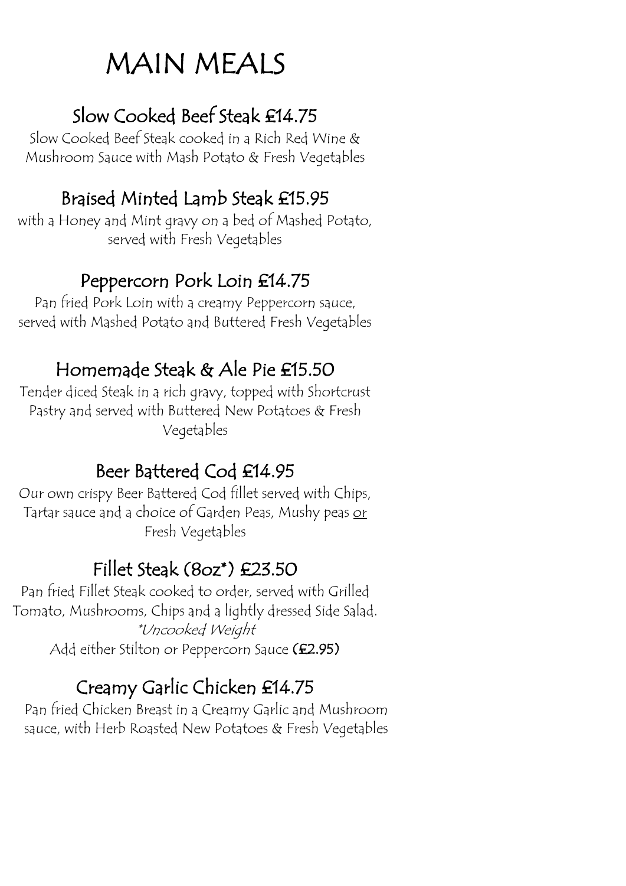# MAIN MEALS

## Slow Cooked Beef Steak £14.75

Slow Cooked Beef Steak cooked in a Rich Red Wine & Mushroom Sauce with Mash Potato & Fresh Vegetables

## Braised Minted Lamb Steak £15.95

with a Honey and Mint gravy on a bed of Mashed Potato, served with Fresh Vegetables

## Peppercorn Pork Loin £14.75

Pan fried Pork Loin with a creamy Peppercorn sauce, served with Mashed Potato and Buttered Fresh Vegetables

## Homemade Steak & Ale Pie £15.50

Tender diced Steak in a rich gravy, topped with Shortcrust Pastry and served with Buttered New Potatoes & Fresh Vegetables

## Beer Battered Cod £14.95

Our own crispy Beer Battered Cod fillet served with Chips, Tartar sauce and a choice of Garden Peas, Mushy peas <u>or</u> Fresh Vegetables

## Fillet Steak (8oz*) £23.50

Pan fried Fillet Steak cooked to order, served with Grilled Tomato, Mushrooms, Chips and a lightly dressed Side Salad.

*\*Uncooked Weight*

Add either Stilton or Peppercorn Sauce **(£2.95)**

## Creamy Garlic Chicken £14.75

Pan fried Chicken Breast in a Creamy Garlic and Mushroom sauce, with Herb Roasted New Potatoes & Fresh Vegetables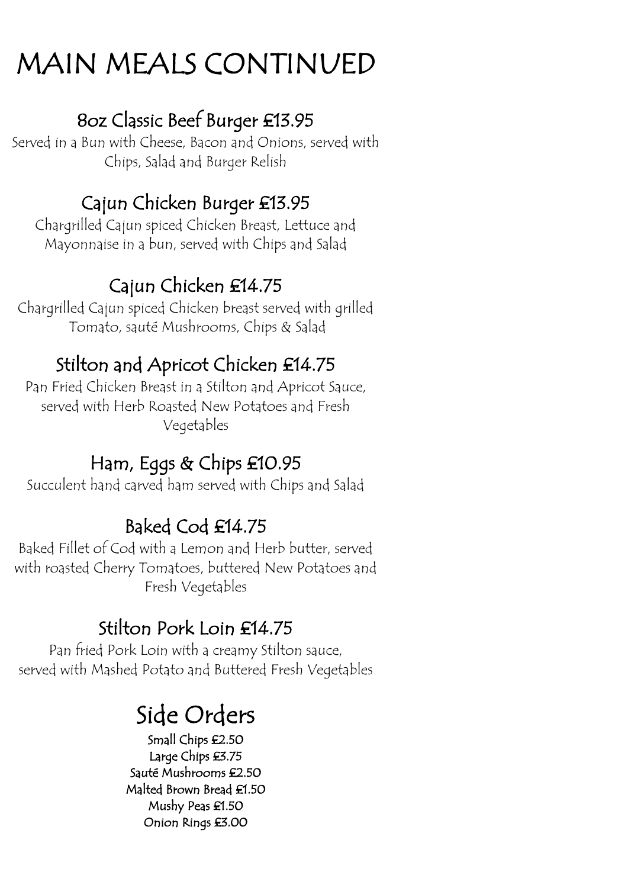# MAIN MEALS CONTINUED

## 8oz Classic Beef Burger £13.95

Served in a Bun with Cheese, Bacon and Onions, served with Chips, Salad and Burger Relish

## Cajun Chicken Burger £13.95

Chargrilled Cajun spiced Chicken Breast, Lettuce and Mayonnaise in a bun, served with Chips and Salad

## Cajun Chicken £14.75

Chargrilled Cajun spiced Chicken breast served with grilled Tomato, sauté Mushrooms, Chips & Salad

## Stilton and Apricot Chicken £14.75

Pan Fried Chicken Breast in a Stilton and Apricot Sauce, served with Herb Roasted New Potatoes and Fresh Vegetables

## Ham, Eggs & Chips £10.95

Succulent hand carved ham served with Chips and Salad

## Baked Cod £14.75

Baked Fillet of Cod with a Lemon and Herb butter, served with roasted Cherry Tomatoes, buttered New Potatoes and Fresh Vegetables

## Stilton Pork Loin £14.75

Pan fried Pork Loin with a creamy Stilton sauce, served with Mashed Potato and Buttered Fresh Vegetables

# Side Orders

Small Chips £2.50
Large Chips £3.75
Sauté Mushrooms £2.50
Malted Brown Bread £1.50
Mushy Peas £1.50
Onion Rings £3.00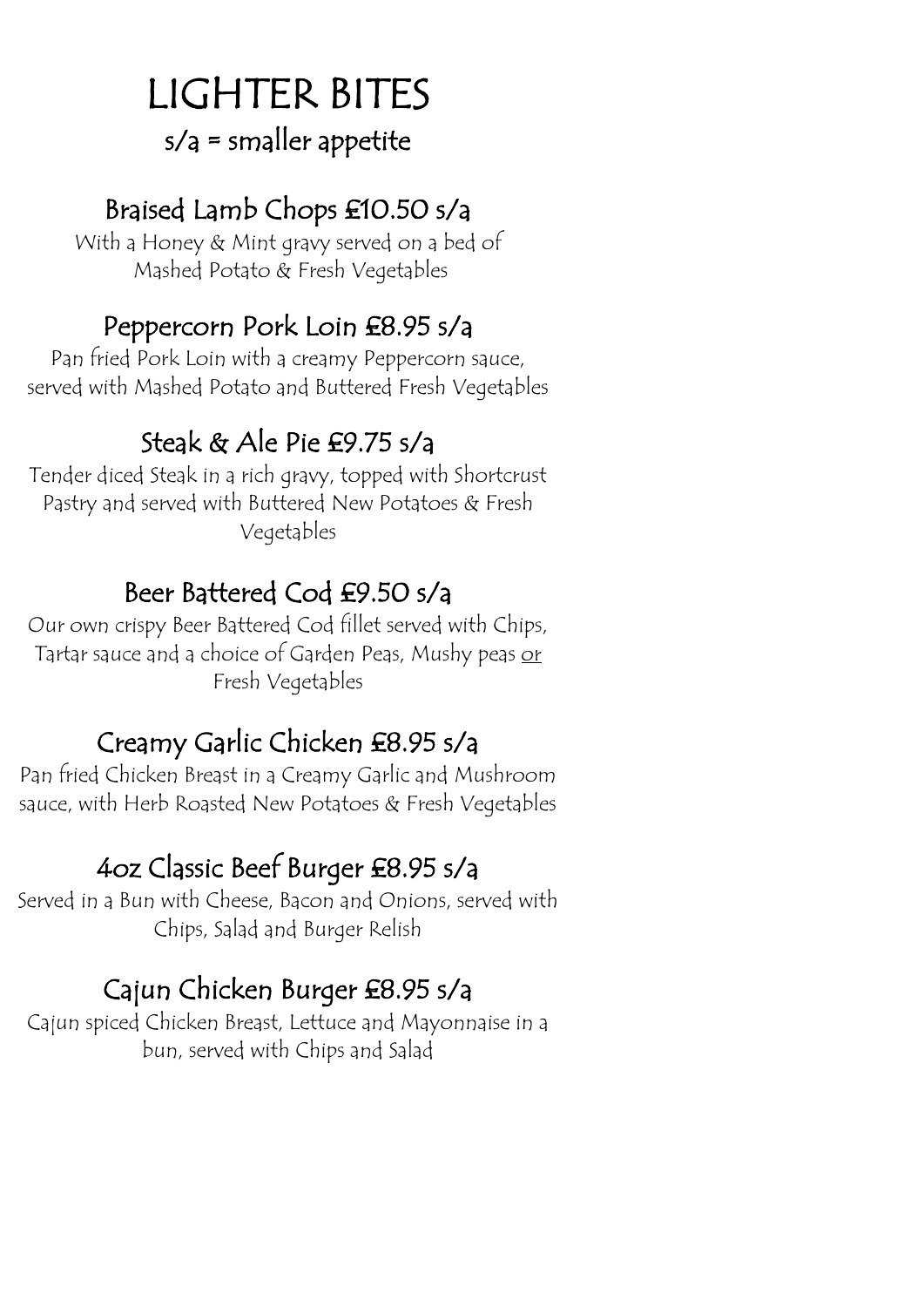# LIGHTER BITES

s/a = smaller appetite

## Braised Lamb Chops £10.50 s/a

With a Honey & Mint gravy served on a bed of Mashed Potato & Fresh Vegetables

## Peppercorn Pork Loin £8.95 s/a

Pan fried Pork Loin with a creamy Peppercorn sauce, served with Mashed Potato and Buttered Fresh Vegetables

## Steak & Ale Pie £9.75 s/a

Tender diced Steak in a rich gravy, topped with Shortcrust Pastry and served with Buttered New Potatoes & Fresh Vegetables

## Beer Battered Cod £9.50 s/a

Our own crispy Beer Battered Cod fillet served with Chips, Tartar sauce and a choice of Garden Peas, Mushy peas <u>or</u> Fresh Vegetables

## Creamy Garlic Chicken £8.95 s/a

Pan fried Chicken Breast in a Creamy Garlic and Mushroom sauce, with Herb Roasted New Potatoes & Fresh Vegetables

## 4oz Classic Beef Burger £8.95 s/a

Served in a Bun with Cheese, Bacon and Onions, served with Chips, Salad and Burger Relish

## Cajun Chicken Burger £8.95 s/a

Cajun spiced Chicken Breast, Lettuce and Mayonnaise in a bun, served with Chips and Salad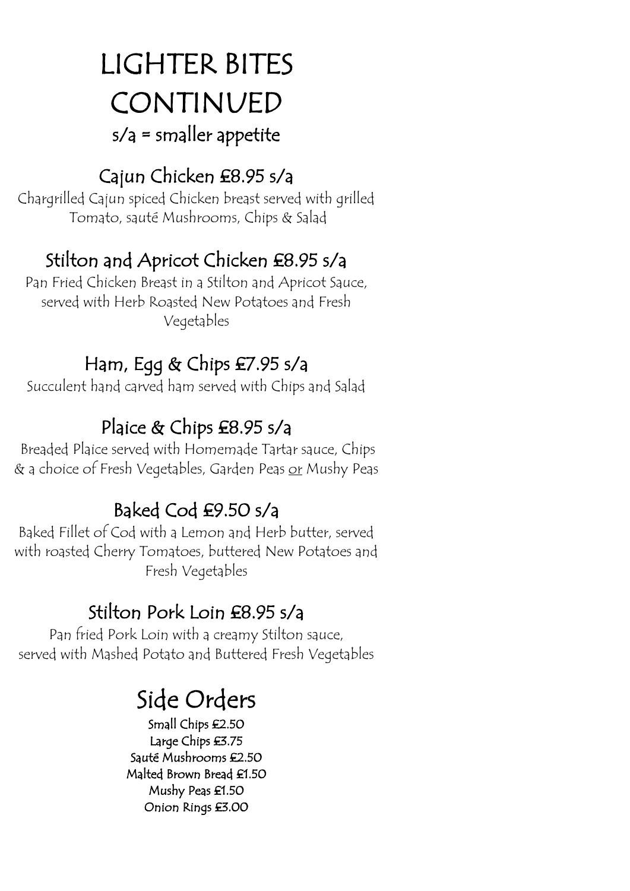# LIGHTER BITES CONTINUED

s/a = smaller appetite

## Cajun Chicken £8.95 s/a

Chargrilled Cajun spiced Chicken breast served with grilled Tomato, sauté Mushrooms, Chips & Salad

## Stilton and Apricot Chicken £8.95 s/a

Pan Fried Chicken Breast in a Stilton and Apricot Sauce, served with Herb Roasted New Potatoes and Fresh Vegetables

## Ham, Egg & Chips £7.95 s/a

Succulent hand carved ham served with Chips and Salad

## Plaice & Chips £8.95 s/a

Breaded Plaice served with Homemade Tartar sauce, Chips & a choice of Fresh Vegetables, Garden Peas <u>or</u> Mushy Peas

## Baked Cod £9.50 s/a

Baked Fillet of Cod with a Lemon and Herb butter, served with roasted Cherry Tomatoes, buttered New Potatoes and Fresh Vegetables

## Stilton Pork Loin £8.95 s/a

Pan fried Pork Loin with a creamy Stilton sauce, served with Mashed Potato and Buttered Fresh Vegetables

# Side Orders

Small Chips £2.50
Large Chips £3.75
Sauté Mushrooms £2.50
Malted Brown Bread £1.50
Mushy Peas £1.50
Onion Rings £3.00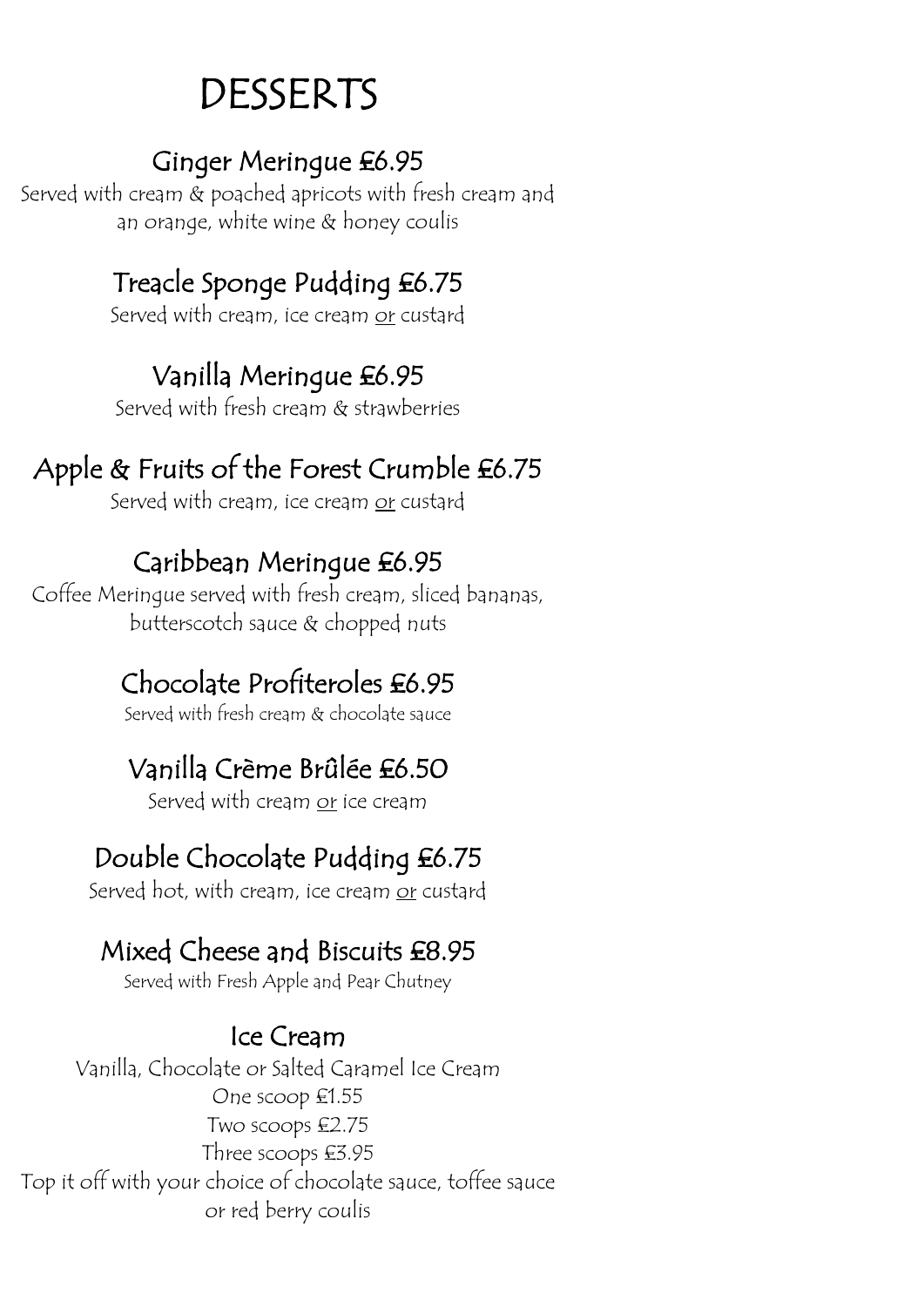# DESSERTS

## Ginger Meringue £6.95

Served with cream & poached apricots with fresh cream and an orange, white wine & honey coulis

## Treacle Sponge Pudding £6.75

Served with cream, ice cream <u>or</u> custard

## Vanilla Meringue £6.95

Served with fresh cream & strawberries

## Apple & Fruits of the Forest Crumble £6.75

Served with cream, ice cream <u>or</u> custard

## Caribbean Meringue £6.95

Coffee Meringue served with fresh cream, sliced bananas, butterscotch sauce & chopped nuts

## Chocolate Profiteroles £6.95

Served with fresh cream & chocolate sauce

## Vanilla Crème Brûlée £6.50

Served with cream <u>or</u> ice cream

## Double Chocolate Pudding £6.75

Served hot, with cream, ice cream <u>or</u> custard

## Mixed Cheese and Biscuits £8.95

Served with Fresh Apple and Pear Chutney

## Ice Cream

Vanilla, Chocolate or Salted Caramel Ice Cream

One scoop £1.55

Two scoops £2.75

Three scoops £3.95

Top it off with your choice of chocolate sauce, toffee sauce or red berry coulis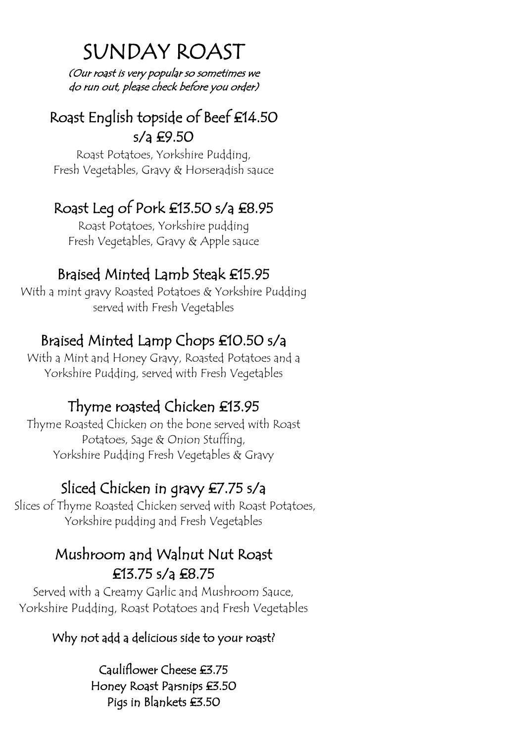# SUNDAY ROAST

*(Our roast is very popular so sometimes we do run out, please check before you order)*

## Roast English topside of Beef £14.50 s/a £9.50

Roast Potatoes, Yorkshire Pudding, Fresh Vegetables, Gravy & Horseradish sauce

## Roast Leg of Pork £13.50 s/a £8.95

Roast Potatoes, Yorkshire pudding Fresh Vegetables, Gravy & Apple sauce

## Braised Minted Lamb Steak £15.95

With a mint gravy Roasted Potatoes & Yorkshire Pudding served with Fresh Vegetables

## Braised Minted Lamp Chops £10.50 s/a

With a Mint and Honey Gravy, Roasted Potatoes and a Yorkshire Pudding, served with Fresh Vegetables

## Thyme roasted Chicken £13.95

Thyme Roasted Chicken on the bone served with Roast Potatoes, Sage & Onion Stuffing, Yorkshire Pudding Fresh Vegetables & Gravy

## Sliced Chicken in gravy £7.75 s/a

Slices of Thyme Roasted Chicken served with Roast Potatoes, Yorkshire pudding and Fresh Vegetables

## Mushroom and Walnut Nut Roast £13.75 s/a £8.75

Served with a Creamy Garlic and Mushroom Sauce, Yorkshire Pudding, Roast Potatoes and Fresh Vegetables

### Why not add a delicious side to your roast?

Cauliflower Cheese £3.75
Honey Roast Parsnips £3.50
Pigs in Blankets £3.50